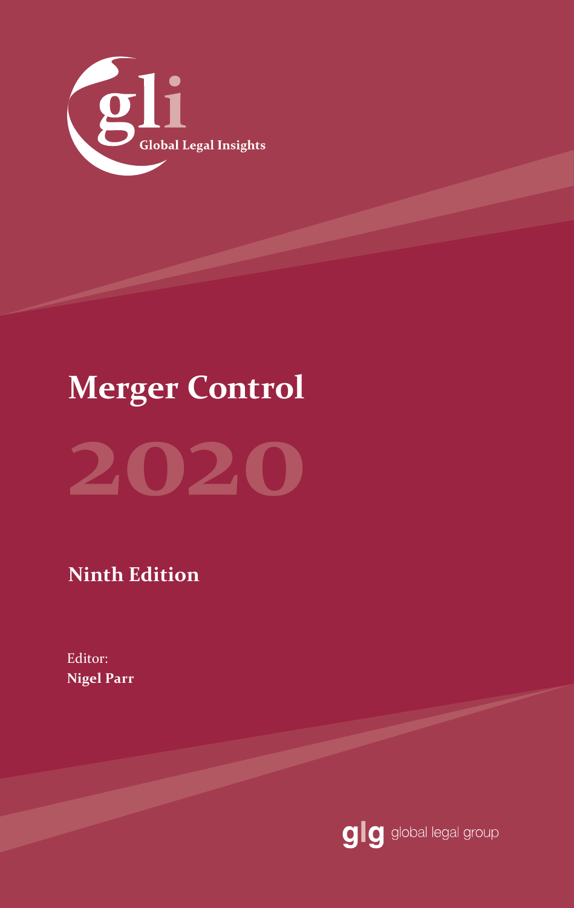gli

Global Legal Insights

# Merger Control

# 2020

## Ninth Edition

Editor:
**Nigel Parr**

glg global legal group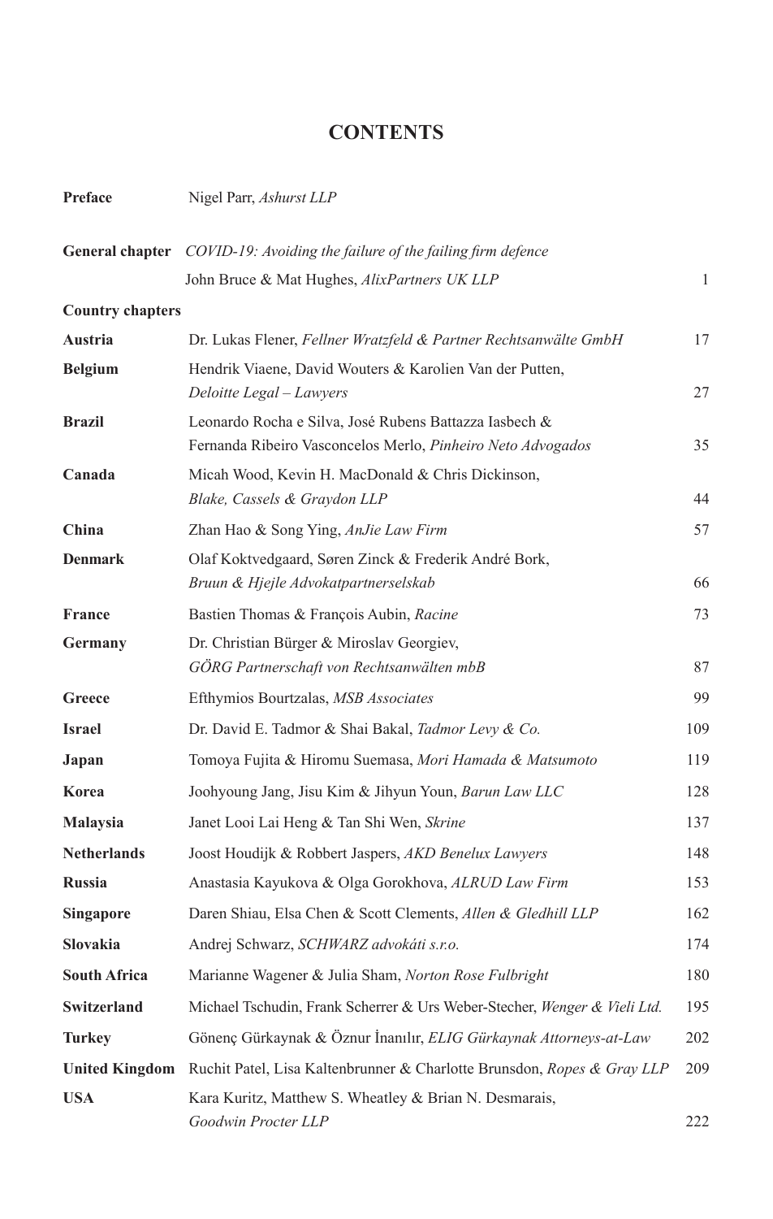# CONTENTS

| | | |
|---|---|---|
| **Preface** | Nigel Parr, *Ashurst LLP* | |
| **General chapter** | *COVID-19: Avoiding the failure of the failing firm defence* John Bruce & Mat Hughes, *AlixPartners UK LLP* | 1 |
| **Country chapters** | | |
| **Austria** | Dr. Lukas Flener, *Fellner Wratzfeld & Partner Rechtsanwälte GmbH* | 17 |
| **Belgium** | Hendrik Viaene, David Wouters & Karolien Van der Putten, *Deloitte Legal – Lawyers* | 27 |
| **Brazil** | Leonardo Rocha e Silva, José Rubens Battazza Iasbech & Fernanda Ribeiro Vasconcelos Merlo, *Pinheiro Neto Advogados* | 35 |
| **Canada** | Micah Wood, Kevin H. MacDonald & Chris Dickinson, *Blake, Cassels & Graydon LLP* | 44 |
| **China** | Zhan Hao & Song Ying, *AnJie Law Firm* | 57 |
| **Denmark** | Olaf Koktvedgaard, Søren Zinck & Frederik André Bork, *Bruun & Hjejle Advokatpartnerselskab* | 66 |
| **France** | Bastien Thomas & François Aubin, *Racine* | 73 |
| **Germany** | Dr. Christian Bürger & Miroslav Georgiev, *GÖRG Partnerschaft von Rechtsanwälten mbB* | 87 |
| **Greece** | Efthymios Bourtzalas, *MSB Associates* | 99 |
| **Israel** | Dr. David E. Tadmor & Shai Bakal, *Tadmor Levy & Co.* | 109 |
| **Japan** | Tomoya Fujita & Hiromu Suemasa, *Mori Hamada & Matsumoto* | 119 |
| **Korea** | Joohyoung Jang, Jisu Kim & Jihyun Youn, *Barun Law LLC* | 128 |
| **Malaysia** | Janet Looi Lai Heng & Tan Shi Wen, *Skrine* | 137 |
| **Netherlands** | Joost Houdijk & Robbert Jaspers, *AKD Benelux Lawyers* | 148 |
| **Russia** | Anastasia Kayukova & Olga Gorokhova, *ALRUD Law Firm* | 153 |
| **Singapore** | Daren Shiau, Elsa Chen & Scott Clements, *Allen & Gledhill LLP* | 162 |
| **Slovakia** | Andrej Schwarz, *SCHWARZ advokáti s.r.o.* | 174 |
| **South Africa** | Marianne Wagener & Julia Sham, *Norton Rose Fulbright* | 180 |
| **Switzerland** | Michael Tschudin, Frank Scherrer & Urs Weber-Stecher, *Wenger & Vieli Ltd.* | 195 |
| **Turkey** | Gönenç Gürkaynak & Öznur İnanılır, *ELIG Gürkaynak Attorneys-at-Law* | 202 |
| **United Kingdom** | Ruchit Patel, Lisa Kaltenbrunner & Charlotte Brunsdon, *Ropes & Gray LLP* | 209 |
| **USA** | Kara Kuritz, Matthew S. Wheatley & Brian N. Desmarais, *Goodwin Procter LLP* | 222 |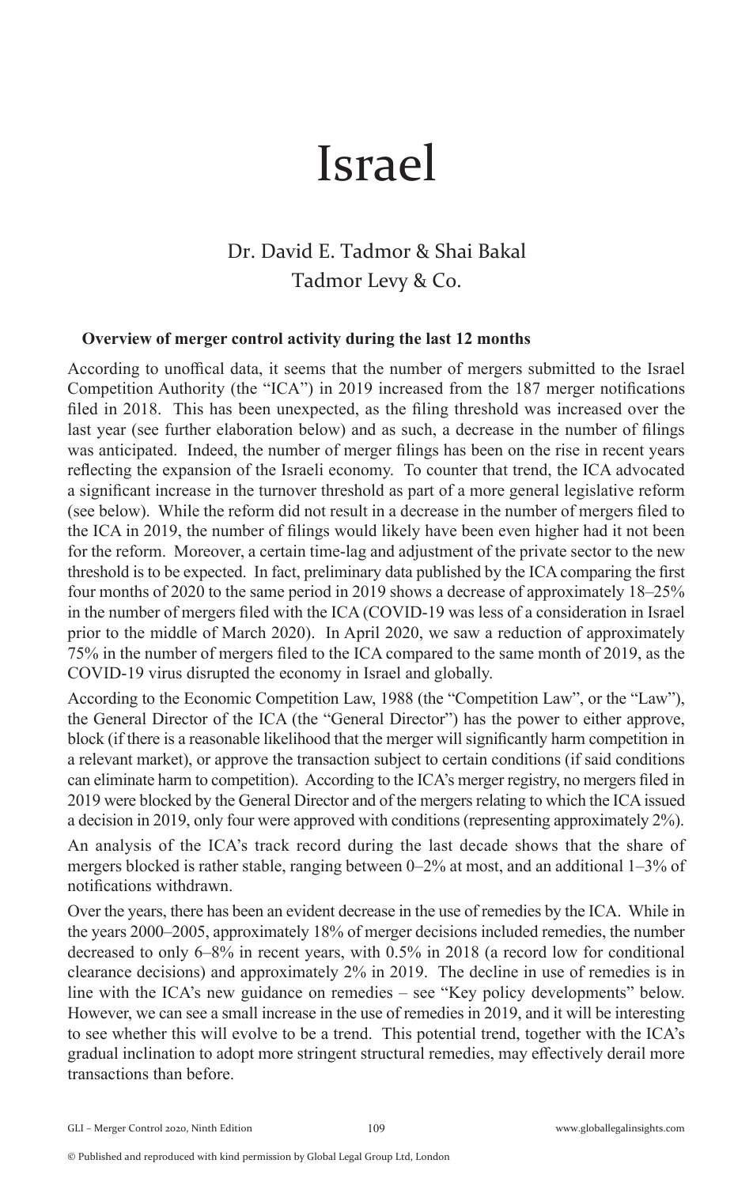# Israel

Dr. David E. Tadmor & Shai Bakal
Tadmor Levy & Co.

## Overview of merger control activity during the last 12 months

According to unoffical data, it seems that the number of mergers submitted to the Israel Competition Authority (the "ICA") in 2019 increased from the 187 merger notifications filed in 2018. This has been unexpected, as the filing threshold was increased over the last year (see further elaboration below) and as such, a decrease in the number of filings was anticipated. Indeed, the number of merger filings has been on the rise in recent years reflecting the expansion of the Israeli economy. To counter that trend, the ICA advocated a significant increase in the turnover threshold as part of a more general legislative reform (see below). While the reform did not result in a decrease in the number of mergers filed to the ICA in 2019, the number of filings would likely have been even higher had it not been for the reform. Moreover, a certain time-lag and adjustment of the private sector to the new threshold is to be expected. In fact, preliminary data published by the ICA comparing the first four months of 2020 to the same period in 2019 shows a decrease of approximately 18–25% in the number of mergers filed with the ICA (COVID-19 was less of a consideration in Israel prior to the middle of March 2020). In April 2020, we saw a reduction of approximately 75% in the number of mergers filed to the ICA compared to the same month of 2019, as the COVID-19 virus disrupted the economy in Israel and globally.

According to the Economic Competition Law, 1988 (the "Competition Law", or the "Law"), the General Director of the ICA (the "General Director") has the power to either approve, block (if there is a reasonable likelihood that the merger will significantly harm competition in a relevant market), or approve the transaction subject to certain conditions (if said conditions can eliminate harm to competition). According to the ICA's merger registry, no mergers filed in 2019 were blocked by the General Director and of the mergers relating to which the ICA issued a decision in 2019, only four were approved with conditions (representing approximately 2%).

An analysis of the ICA's track record during the last decade shows that the share of mergers blocked is rather stable, ranging between 0–2% at most, and an additional 1–3% of notifications withdrawn.

Over the years, there has been an evident decrease in the use of remedies by the ICA. While in the years 2000–2005, approximately 18% of merger decisions included remedies, the number decreased to only 6–8% in recent years, with 0.5% in 2018 (a record low for conditional clearance decisions) and approximately 2% in 2019. The decline in use of remedies is in line with the ICA's new guidance on remedies – see "Key policy developments" below. However, we can see a small increase in the use of remedies in 2019, and it will be interesting to see whether this will evolve to be a trend. This potential trend, together with the ICA's gradual inclination to adopt more stringent structural remedies, may effectively derail more transactions than before.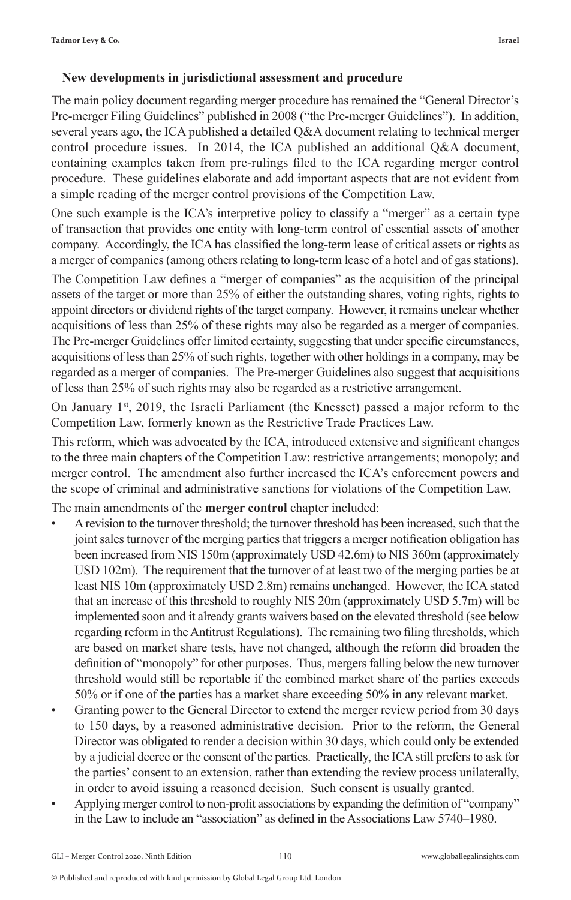### New developments in jurisdictional assessment and procedure

The main policy document regarding merger procedure has remained the "General Director's Pre-merger Filing Guidelines" published in 2008 ("the Pre-merger Guidelines"). In addition, several years ago, the ICA published a detailed Q&A document relating to technical merger control procedure issues. In 2014, the ICA published an additional Q&A document, containing examples taken from pre-rulings filed to the ICA regarding merger control procedure. These guidelines elaborate and add important aspects that are not evident from a simple reading of the merger control provisions of the Competition Law.

One such example is the ICA's interpretive policy to classify a "merger" as a certain type of transaction that provides one entity with long-term control of essential assets of another company. Accordingly, the ICA has classified the long-term lease of critical assets or rights as a merger of companies (among others relating to long-term lease of a hotel and of gas stations).

The Competition Law defines a "merger of companies" as the acquisition of the principal assets of the target or more than 25% of either the outstanding shares, voting rights, rights to appoint directors or dividend rights of the target company. However, it remains unclear whether acquisitions of less than 25% of these rights may also be regarded as a merger of companies. The Pre-merger Guidelines offer limited certainty, suggesting that under specific circumstances, acquisitions of less than 25% of such rights, together with other holdings in a company, may be regarded as a merger of companies. The Pre-merger Guidelines also suggest that acquisitions of less than 25% of such rights may also be regarded as a restrictive arrangement.

On January 1st, 2019, the Israeli Parliament (the Knesset) passed a major reform to the Competition Law, formerly known as the Restrictive Trade Practices Law.

This reform, which was advocated by the ICA, introduced extensive and significant changes to the three main chapters of the Competition Law: restrictive arrangements; monopoly; and merger control. The amendment also further increased the ICA's enforcement powers and the scope of criminal and administrative sanctions for violations of the Competition Law.

The main amendments of the **merger control** chapter included:

- A revision to the turnover threshold; the turnover threshold has been increased, such that the joint sales turnover of the merging parties that triggers a merger notification obligation has been increased from NIS 150m (approximately USD 42.6m) to NIS 360m (approximately USD 102m). The requirement that the turnover of at least two of the merging parties be at least NIS 10m (approximately USD 2.8m) remains unchanged. However, the ICA stated that an increase of this threshold to roughly NIS 20m (approximately USD 5.7m) will be implemented soon and it already grants waivers based on the elevated threshold (see below regarding reform in the Antitrust Regulations). The remaining two filing thresholds, which are based on market share tests, have not changed, although the reform did broaden the definition of "monopoly" for other purposes. Thus, mergers falling below the new turnover threshold would still be reportable if the combined market share of the parties exceeds 50% or if one of the parties has a market share exceeding 50% in any relevant market.
- Granting power to the General Director to extend the merger review period from 30 days to 150 days, by a reasoned administrative decision. Prior to the reform, the General Director was obligated to render a decision within 30 days, which could only be extended by a judicial decree or the consent of the parties. Practically, the ICA still prefers to ask for the parties' consent to an extension, rather than extending the review process unilaterally, in order to avoid issuing a reasoned decision. Such consent is usually granted.
- Applying merger control to non-profit associations by expanding the definition of "company" in the Law to include an "association" as defined in the Associations Law 5740–1980.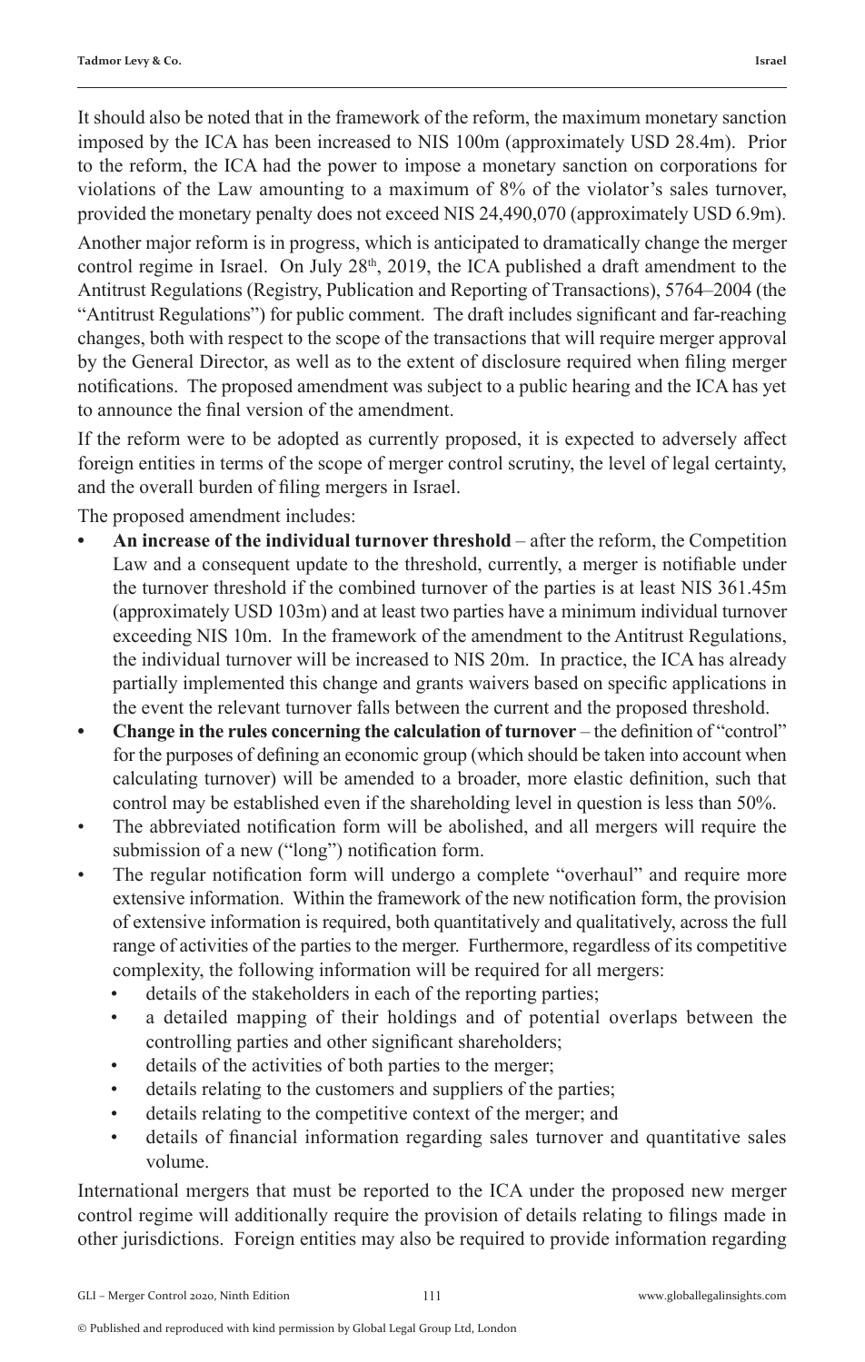It should also be noted that in the framework of the reform, the maximum monetary sanction imposed by the ICA has been increased to NIS 100m (approximately USD 28.4m). Prior to the reform, the ICA had the power to impose a monetary sanction on corporations for violations of the Law amounting to a maximum of 8% of the violator's sales turnover, provided the monetary penalty does not exceed NIS 24,490,070 (approximately USD 6.9m).

Another major reform is in progress, which is anticipated to dramatically change the merger control regime in Israel. On July 28th, 2019, the ICA published a draft amendment to the Antitrust Regulations (Registry, Publication and Reporting of Transactions), 5764–2004 (the "Antitrust Regulations") for public comment. The draft includes significant and far-reaching changes, both with respect to the scope of the transactions that will require merger approval by the General Director, as well as to the extent of disclosure required when filing merger notifications. The proposed amendment was subject to a public hearing and the ICA has yet to announce the final version of the amendment.

If the reform were to be adopted as currently proposed, it is expected to adversely affect foreign entities in terms of the scope of merger control scrutiny, the level of legal certainty, and the overall burden of filing mergers in Israel.

The proposed amendment includes:

- **An increase of the individual turnover threshold** – after the reform, the Competition Law and a consequent update to the threshold, currently, a merger is notifiable under the turnover threshold if the combined turnover of the parties is at least NIS 361.45m (approximately USD 103m) and at least two parties have a minimum individual turnover exceeding NIS 10m. In the framework of the amendment to the Antitrust Regulations, the individual turnover will be increased to NIS 20m. In practice, the ICA has already partially implemented this change and grants waivers based on specific applications in the event the relevant turnover falls between the current and the proposed threshold.
- **Change in the rules concerning the calculation of turnover** – the definition of "control" for the purposes of defining an economic group (which should be taken into account when calculating turnover) will be amended to a broader, more elastic definition, such that control may be established even if the shareholding level in question is less than 50%.
- The abbreviated notification form will be abolished, and all mergers will require the submission of a new ("long") notification form.
- The regular notification form will undergo a complete "overhaul" and require more extensive information. Within the framework of the new notification form, the provision of extensive information is required, both quantitatively and qualitatively, across the full range of activities of the parties to the merger. Furthermore, regardless of its competitive complexity, the following information will be required for all mergers:
  - details of the stakeholders in each of the reporting parties;
  - a detailed mapping of their holdings and of potential overlaps between the controlling parties and other significant shareholders;
  - details of the activities of both parties to the merger;
  - details relating to the customers and suppliers of the parties;
  - details relating to the competitive context of the merger; and
  - details of financial information regarding sales turnover and quantitative sales volume.

International mergers that must be reported to the ICA under the proposed new merger control regime will additionally require the provision of details relating to filings made in other jurisdictions. Foreign entities may also be required to provide information regarding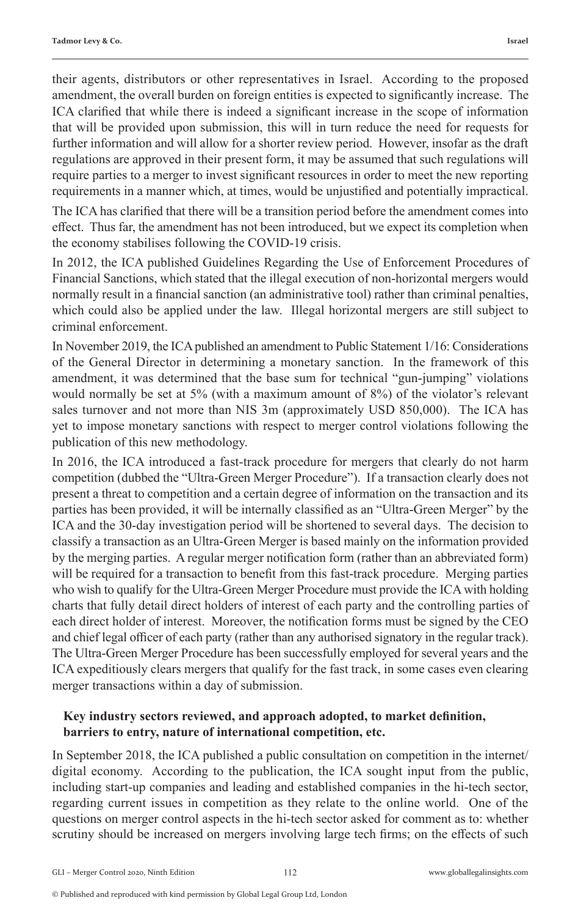their agents, distributors or other representatives in Israel. According to the proposed amendment, the overall burden on foreign entities is expected to significantly increase. The ICA clarified that while there is indeed a significant increase in the scope of information that will be provided upon submission, this will in turn reduce the need for requests for further information and will allow for a shorter review period. However, insofar as the draft regulations are approved in their present form, it may be assumed that such regulations will require parties to a merger to invest significant resources in order to meet the new reporting requirements in a manner which, at times, would be unjustified and potentially impractical.

The ICA has clarified that there will be a transition period before the amendment comes into effect. Thus far, the amendment has not been introduced, but we expect its completion when the economy stabilises following the COVID-19 crisis.

In 2012, the ICA published Guidelines Regarding the Use of Enforcement Procedures of Financial Sanctions, which stated that the illegal execution of non-horizontal mergers would normally result in a financial sanction (an administrative tool) rather than criminal penalties, which could also be applied under the law. Illegal horizontal mergers are still subject to criminal enforcement.

In November 2019, the ICA published an amendment to Public Statement 1/16: Considerations of the General Director in determining a monetary sanction. In the framework of this amendment, it was determined that the base sum for technical "gun-jumping" violations would normally be set at 5% (with a maximum amount of 8%) of the violator's relevant sales turnover and not more than NIS 3m (approximately USD 850,000). The ICA has yet to impose monetary sanctions with respect to merger control violations following the publication of this new methodology.

In 2016, the ICA introduced a fast-track procedure for mergers that clearly do not harm competition (dubbed the "Ultra-Green Merger Procedure"). If a transaction clearly does not present a threat to competition and a certain degree of information on the transaction and its parties has been provided, it will be internally classified as an "Ultra-Green Merger" by the ICA and the 30-day investigation period will be shortened to several days. The decision to classify a transaction as an Ultra-Green Merger is based mainly on the information provided by the merging parties. A regular merger notification form (rather than an abbreviated form) will be required for a transaction to benefit from this fast-track procedure. Merging parties who wish to qualify for the Ultra-Green Merger Procedure must provide the ICA with holding charts that fully detail direct holders of interest of each party and the controlling parties of each direct holder of interest. Moreover, the notification forms must be signed by the CEO and chief legal officer of each party (rather than any authorised signatory in the regular track). The Ultra-Green Merger Procedure has been successfully employed for several years and the ICA expeditiously clears mergers that qualify for the fast track, in some cases even clearing merger transactions within a day of submission.

### Key industry sectors reviewed, and approach adopted, to market definition, barriers to entry, nature of international competition, etc.

In September 2018, the ICA published a public consultation on competition in the internet/digital economy. According to the publication, the ICA sought input from the public, including start-up companies and leading and established companies in the hi-tech sector, regarding current issues in competition as they relate to the online world. One of the questions on merger control aspects in the hi-tech sector asked for comment as to: whether scrutiny should be increased on mergers involving large tech firms; on the effects of such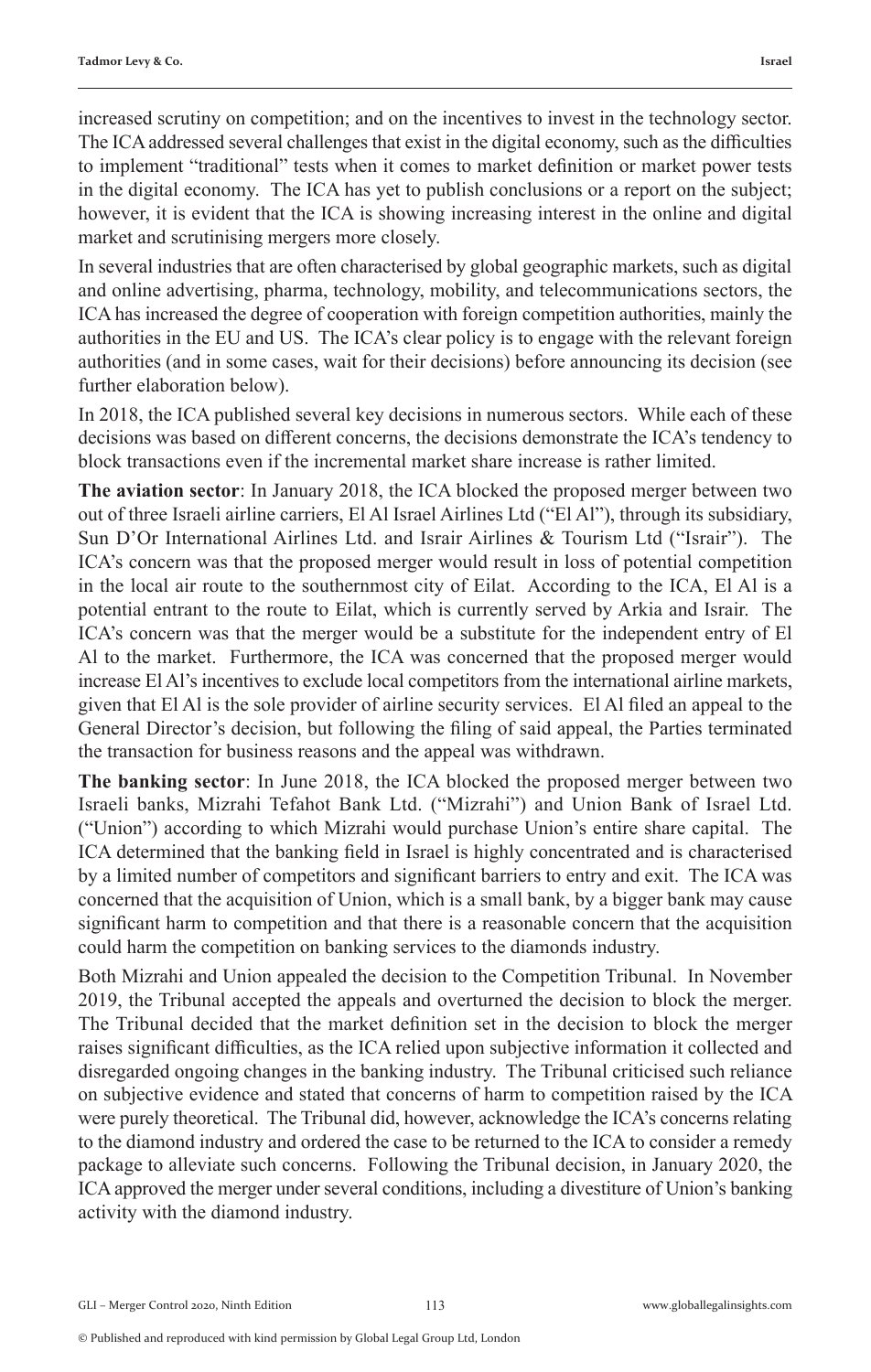increased scrutiny on competition; and on the incentives to invest in the technology sector. The ICA addressed several challenges that exist in the digital economy, such as the difficulties to implement "traditional" tests when it comes to market definition or market power tests in the digital economy. The ICA has yet to publish conclusions or a report on the subject; however, it is evident that the ICA is showing increasing interest in the online and digital market and scrutinising mergers more closely.

In several industries that are often characterised by global geographic markets, such as digital and online advertising, pharma, technology, mobility, and telecommunications sectors, the ICA has increased the degree of cooperation with foreign competition authorities, mainly the authorities in the EU and US. The ICA's clear policy is to engage with the relevant foreign authorities (and in some cases, wait for their decisions) before announcing its decision (see further elaboration below).

In 2018, the ICA published several key decisions in numerous sectors. While each of these decisions was based on different concerns, the decisions demonstrate the ICA's tendency to block transactions even if the incremental market share increase is rather limited.

**The aviation sector**: In January 2018, the ICA blocked the proposed merger between two out of three Israeli airline carriers, El Al Israel Airlines Ltd ("El Al"), through its subsidiary, Sun D'Or International Airlines Ltd. and Israir Airlines & Tourism Ltd ("Israir"). The ICA's concern was that the proposed merger would result in loss of potential competition in the local air route to the southernmost city of Eilat. According to the ICA, El Al is a potential entrant to the route to Eilat, which is currently served by Arkia and Israir. The ICA's concern was that the merger would be a substitute for the independent entry of El Al to the market. Furthermore, the ICA was concerned that the proposed merger would increase El Al's incentives to exclude local competitors from the international airline markets, given that El Al is the sole provider of airline security services. El Al filed an appeal to the General Director's decision, but following the filing of said appeal, the Parties terminated the transaction for business reasons and the appeal was withdrawn.

**The banking sector**: In June 2018, the ICA blocked the proposed merger between two Israeli banks, Mizrahi Tefahot Bank Ltd. ("Mizrahi") and Union Bank of Israel Ltd. ("Union") according to which Mizrahi would purchase Union's entire share capital. The ICA determined that the banking field in Israel is highly concentrated and is characterised by a limited number of competitors and significant barriers to entry and exit. The ICA was concerned that the acquisition of Union, which is a small bank, by a bigger bank may cause significant harm to competition and that there is a reasonable concern that the acquisition could harm the competition on banking services to the diamonds industry.

Both Mizrahi and Union appealed the decision to the Competition Tribunal. In November 2019, the Tribunal accepted the appeals and overturned the decision to block the merger. The Tribunal decided that the market definition set in the decision to block the merger raises significant difficulties, as the ICA relied upon subjective information it collected and disregarded ongoing changes in the banking industry. The Tribunal criticised such reliance on subjective evidence and stated that concerns of harm to competition raised by the ICA were purely theoretical. The Tribunal did, however, acknowledge the ICA's concerns relating to the diamond industry and ordered the case to be returned to the ICA to consider a remedy package to alleviate such concerns. Following the Tribunal decision, in January 2020, the ICA approved the merger under several conditions, including a divestiture of Union's banking activity with the diamond industry.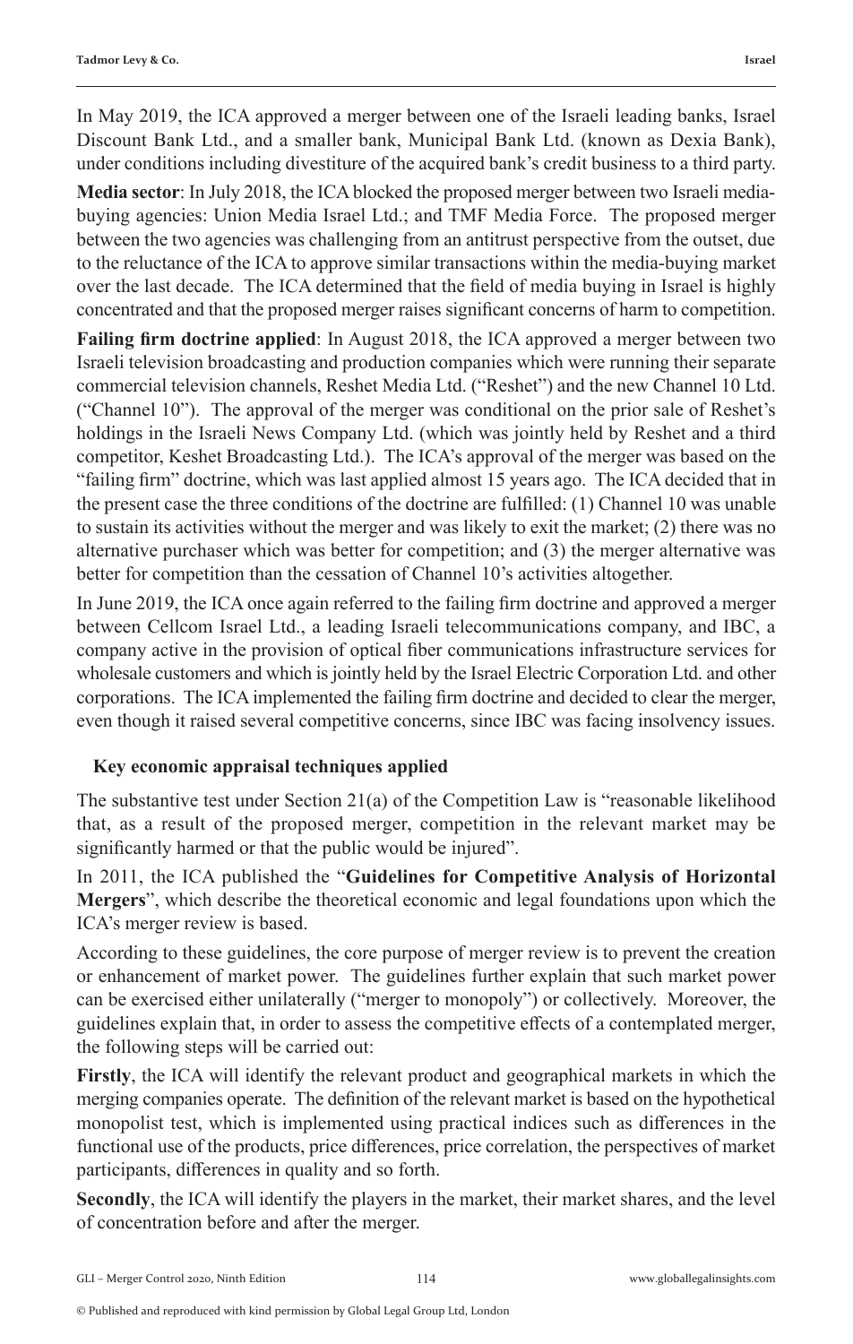In May 2019, the ICA approved a merger between one of the Israeli leading banks, Israel Discount Bank Ltd., and a smaller bank, Municipal Bank Ltd. (known as Dexia Bank), under conditions including divestiture of the acquired bank's credit business to a third party.

**Media sector**: In July 2018, the ICA blocked the proposed merger between two Israeli media-buying agencies: Union Media Israel Ltd.; and TMF Media Force. The proposed merger between the two agencies was challenging from an antitrust perspective from the outset, due to the reluctance of the ICA to approve similar transactions within the media-buying market over the last decade. The ICA determined that the field of media buying in Israel is highly concentrated and that the proposed merger raises significant concerns of harm to competition.

**Failing firm doctrine applied**: In August 2018, the ICA approved a merger between two Israeli television broadcasting and production companies which were running their separate commercial television channels, Reshet Media Ltd. ("Reshet") and the new Channel 10 Ltd. ("Channel 10"). The approval of the merger was conditional on the prior sale of Reshet's holdings in the Israeli News Company Ltd. (which was jointly held by Reshet and a third competitor, Keshet Broadcasting Ltd.). The ICA's approval of the merger was based on the "failing firm" doctrine, which was last applied almost 15 years ago. The ICA decided that in the present case the three conditions of the doctrine are fulfilled: (1) Channel 10 was unable to sustain its activities without the merger and was likely to exit the market; (2) there was no alternative purchaser which was better for competition; and (3) the merger alternative was better for competition than the cessation of Channel 10's activities altogether.

In June 2019, the ICA once again referred to the failing firm doctrine and approved a merger between Cellcom Israel Ltd., a leading Israeli telecommunications company, and IBC, a company active in the provision of optical fiber communications infrastructure services for wholesale customers and which is jointly held by the Israel Electric Corporation Ltd. and other corporations. The ICA implemented the failing firm doctrine and decided to clear the merger, even though it raised several competitive concerns, since IBC was facing insolvency issues.

## Key economic appraisal techniques applied

The substantive test under Section 21(a) of the Competition Law is "reasonable likelihood that, as a result of the proposed merger, competition in the relevant market may be significantly harmed or that the public would be injured".

In 2011, the ICA published the "**Guidelines for Competitive Analysis of Horizontal Mergers**", which describe the theoretical economic and legal foundations upon which the ICA's merger review is based.

According to these guidelines, the core purpose of merger review is to prevent the creation or enhancement of market power. The guidelines further explain that such market power can be exercised either unilaterally ("merger to monopoly") or collectively. Moreover, the guidelines explain that, in order to assess the competitive effects of a contemplated merger, the following steps will be carried out:

**Firstly**, the ICA will identify the relevant product and geographical markets in which the merging companies operate. The definition of the relevant market is based on the hypothetical monopolist test, which is implemented using practical indices such as differences in the functional use of the products, price differences, price correlation, the perspectives of market participants, differences in quality and so forth.

**Secondly**, the ICA will identify the players in the market, their market shares, and the level of concentration before and after the merger.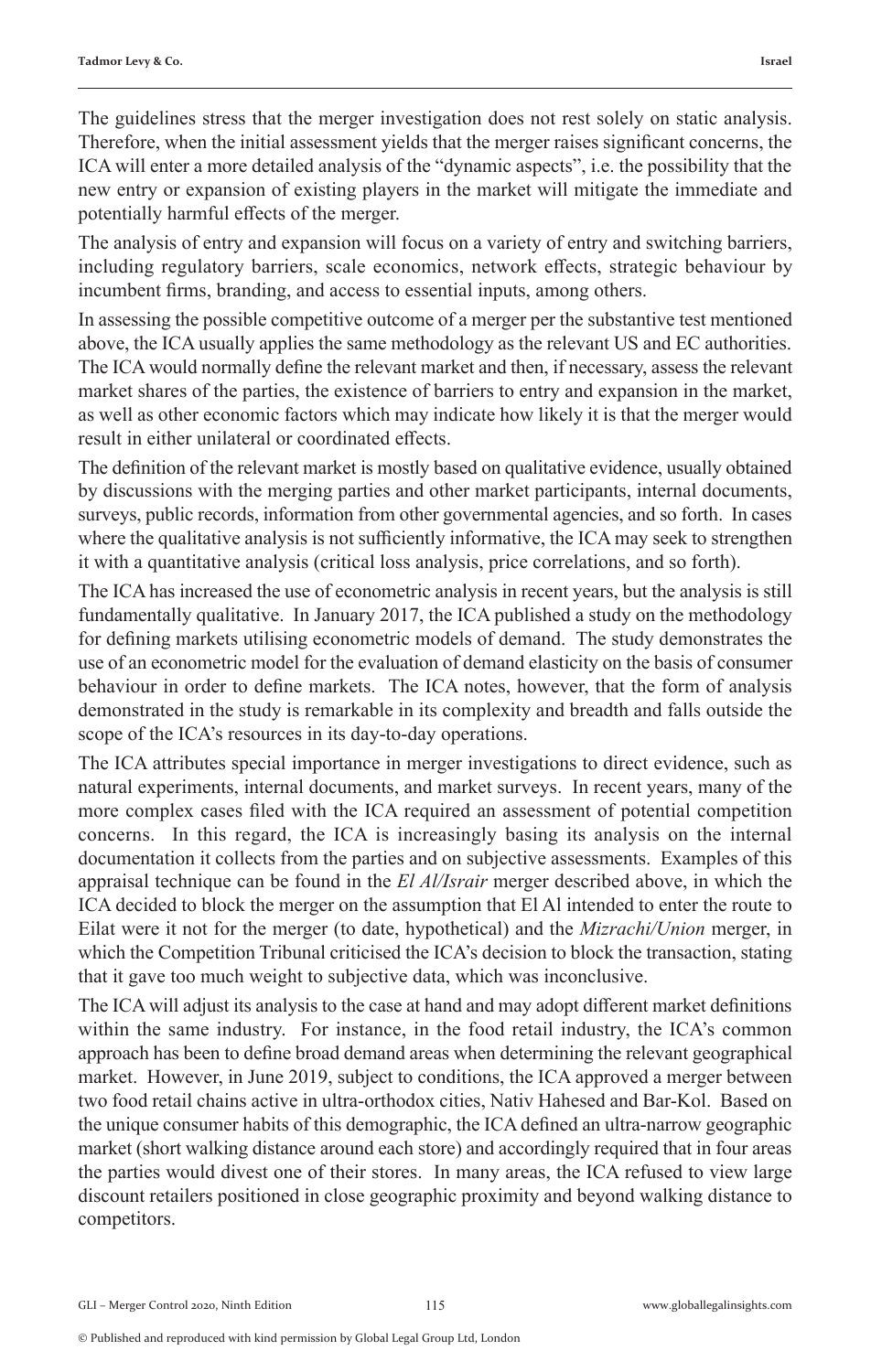The guidelines stress that the merger investigation does not rest solely on static analysis. Therefore, when the initial assessment yields that the merger raises significant concerns, the ICA will enter a more detailed analysis of the "dynamic aspects", i.e. the possibility that the new entry or expansion of existing players in the market will mitigate the immediate and potentially harmful effects of the merger.

The analysis of entry and expansion will focus on a variety of entry and switching barriers, including regulatory barriers, scale economics, network effects, strategic behaviour by incumbent firms, branding, and access to essential inputs, among others.

In assessing the possible competitive outcome of a merger per the substantive test mentioned above, the ICA usually applies the same methodology as the relevant US and EC authorities. The ICA would normally define the relevant market and then, if necessary, assess the relevant market shares of the parties, the existence of barriers to entry and expansion in the market, as well as other economic factors which may indicate how likely it is that the merger would result in either unilateral or coordinated effects.

The definition of the relevant market is mostly based on qualitative evidence, usually obtained by discussions with the merging parties and other market participants, internal documents, surveys, public records, information from other governmental agencies, and so forth. In cases where the qualitative analysis is not sufficiently informative, the ICA may seek to strengthen it with a quantitative analysis (critical loss analysis, price correlations, and so forth).

The ICA has increased the use of econometric analysis in recent years, but the analysis is still fundamentally qualitative. In January 2017, the ICA published a study on the methodology for defining markets utilising econometric models of demand. The study demonstrates the use of an econometric model for the evaluation of demand elasticity on the basis of consumer behaviour in order to define markets. The ICA notes, however, that the form of analysis demonstrated in the study is remarkable in its complexity and breadth and falls outside the scope of the ICA's resources in its day-to-day operations.

The ICA attributes special importance in merger investigations to direct evidence, such as natural experiments, internal documents, and market surveys. In recent years, many of the more complex cases filed with the ICA required an assessment of potential competition concerns. In this regard, the ICA is increasingly basing its analysis on the internal documentation it collects from the parties and on subjective assessments. Examples of this appraisal technique can be found in the *El Al/Israir* merger described above, in which the ICA decided to block the merger on the assumption that El Al intended to enter the route to Eilat were it not for the merger (to date, hypothetical) and the *Mizrachi/Union* merger, in which the Competition Tribunal criticised the ICA's decision to block the transaction, stating that it gave too much weight to subjective data, which was inconclusive.

The ICA will adjust its analysis to the case at hand and may adopt different market definitions within the same industry. For instance, in the food retail industry, the ICA's common approach has been to define broad demand areas when determining the relevant geographical market. However, in June 2019, subject to conditions, the ICA approved a merger between two food retail chains active in ultra-orthodox cities, Nativ Hahesed and Bar-Kol. Based on the unique consumer habits of this demographic, the ICA defined an ultra-narrow geographic market (short walking distance around each store) and accordingly required that in four areas the parties would divest one of their stores. In many areas, the ICA refused to view large discount retailers positioned in close geographic proximity and beyond walking distance to competitors.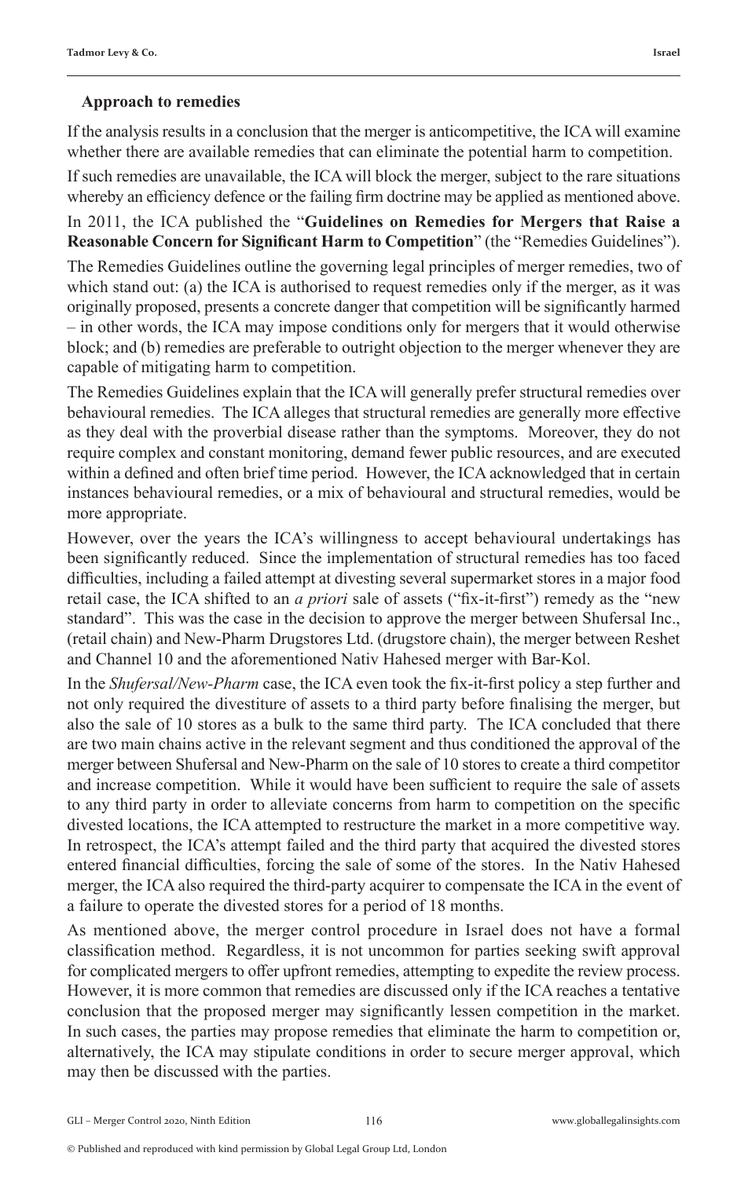### Approach to remedies

If the analysis results in a conclusion that the merger is anticompetitive, the ICA will examine whether there are available remedies that can eliminate the potential harm to competition.

If such remedies are unavailable, the ICA will block the merger, subject to the rare situations whereby an efficiency defence or the failing firm doctrine may be applied as mentioned above.

In 2011, the ICA published the "**Guidelines on Remedies for Mergers that Raise a Reasonable Concern for Significant Harm to Competition**" (the "Remedies Guidelines").

The Remedies Guidelines outline the governing legal principles of merger remedies, two of which stand out: (a) the ICA is authorised to request remedies only if the merger, as it was originally proposed, presents a concrete danger that competition will be significantly harmed – in other words, the ICA may impose conditions only for mergers that it would otherwise block; and (b) remedies are preferable to outright objection to the merger whenever they are capable of mitigating harm to competition.

The Remedies Guidelines explain that the ICA will generally prefer structural remedies over behavioural remedies. The ICA alleges that structural remedies are generally more effective as they deal with the proverbial disease rather than the symptoms. Moreover, they do not require complex and constant monitoring, demand fewer public resources, and are executed within a defined and often brief time period. However, the ICA acknowledged that in certain instances behavioural remedies, or a mix of behavioural and structural remedies, would be more appropriate.

However, over the years the ICA's willingness to accept behavioural undertakings has been significantly reduced. Since the implementation of structural remedies has too faced difficulties, including a failed attempt at divesting several supermarket stores in a major food retail case, the ICA shifted to an *a priori* sale of assets ("fix-it-first") remedy as the "new standard". This was the case in the decision to approve the merger between Shufersal Inc., (retail chain) and New-Pharm Drugstores Ltd. (drugstore chain), the merger between Reshet and Channel 10 and the aforementioned Nativ Hahesed merger with Bar-Kol.

In the *Shufersal/New-Pharm* case, the ICA even took the fix-it-first policy a step further and not only required the divestiture of assets to a third party before finalising the merger, but also the sale of 10 stores as a bulk to the same third party. The ICA concluded that there are two main chains active in the relevant segment and thus conditioned the approval of the merger between Shufersal and New-Pharm on the sale of 10 stores to create a third competitor and increase competition. While it would have been sufficient to require the sale of assets to any third party in order to alleviate concerns from harm to competition on the specific divested locations, the ICA attempted to restructure the market in a more competitive way. In retrospect, the ICA's attempt failed and the third party that acquired the divested stores entered financial difficulties, forcing the sale of some of the stores. In the Nativ Hahesed merger, the ICA also required the third-party acquirer to compensate the ICA in the event of a failure to operate the divested stores for a period of 18 months.

As mentioned above, the merger control procedure in Israel does not have a formal classification method. Regardless, it is not uncommon for parties seeking swift approval for complicated mergers to offer upfront remedies, attempting to expedite the review process. However, it is more common that remedies are discussed only if the ICA reaches a tentative conclusion that the proposed merger may significantly lessen competition in the market. In such cases, the parties may propose remedies that eliminate the harm to competition or, alternatively, the ICA may stipulate conditions in order to secure merger approval, which may then be discussed with the parties.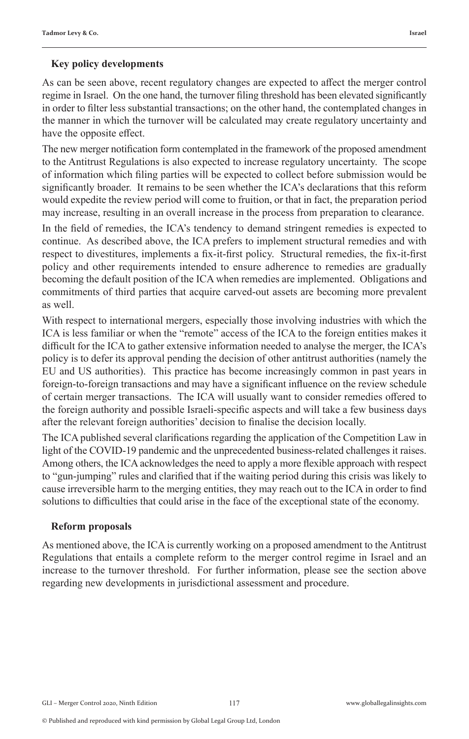### Key policy developments

As can be seen above, recent regulatory changes are expected to affect the merger control regime in Israel. On the one hand, the turnover filing threshold has been elevated significantly in order to filter less substantial transactions; on the other hand, the contemplated changes in the manner in which the turnover will be calculated may create regulatory uncertainty and have the opposite effect.

The new merger notification form contemplated in the framework of the proposed amendment to the Antitrust Regulations is also expected to increase regulatory uncertainty. The scope of information which filing parties will be expected to collect before submission would be significantly broader. It remains to be seen whether the ICA's declarations that this reform would expedite the review period will come to fruition, or that in fact, the preparation period may increase, resulting in an overall increase in the process from preparation to clearance.

In the field of remedies, the ICA's tendency to demand stringent remedies is expected to continue. As described above, the ICA prefers to implement structural remedies and with respect to divestitures, implements a fix-it-first policy. Structural remedies, the fix-it-first policy and other requirements intended to ensure adherence to remedies are gradually becoming the default position of the ICA when remedies are implemented. Obligations and commitments of third parties that acquire carved-out assets are becoming more prevalent as well.

With respect to international mergers, especially those involving industries with which the ICA is less familiar or when the "remote" access of the ICA to the foreign entities makes it difficult for the ICA to gather extensive information needed to analyse the merger, the ICA's policy is to defer its approval pending the decision of other antitrust authorities (namely the EU and US authorities). This practice has become increasingly common in past years in foreign-to-foreign transactions and may have a significant influence on the review schedule of certain merger transactions. The ICA will usually want to consider remedies offered to the foreign authority and possible Israeli-specific aspects and will take a few business days after the relevant foreign authorities' decision to finalise the decision locally.

The ICA published several clarifications regarding the application of the Competition Law in light of the COVID-19 pandemic and the unprecedented business-related challenges it raises. Among others, the ICA acknowledges the need to apply a more flexible approach with respect to "gun-jumping" rules and clarified that if the waiting period during this crisis was likely to cause irreversible harm to the merging entities, they may reach out to the ICA in order to find solutions to difficulties that could arise in the face of the exceptional state of the economy.

### Reform proposals

As mentioned above, the ICA is currently working on a proposed amendment to the Antitrust Regulations that entails a complete reform to the merger control regime in Israel and an increase to the turnover threshold. For further information, please see the section above regarding new developments in jurisdictional assessment and procedure.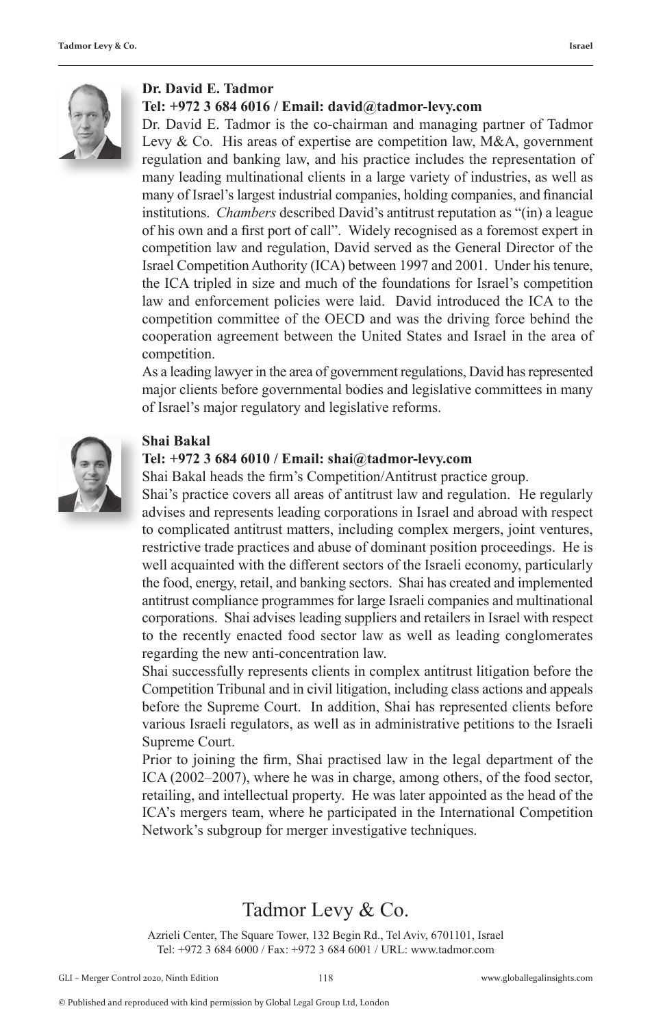**Dr. David E. Tadmor**

**Tel: +972 3 684 6016 / Email: david@tadmor-levy.com**

Dr. David E. Tadmor is the co-chairman and managing partner of Tadmor Levy & Co. His areas of expertise are competition law, M&A, government regulation and banking law, and his practice includes the representation of many leading multinational clients in a large variety of industries, as well as many of Israel's largest industrial companies, holding companies, and financial institutions. *Chambers* described David's antitrust reputation as "(in) a league of his own and a first port of call". Widely recognised as a foremost expert in competition law and regulation, David served as the General Director of the Israel Competition Authority (ICA) between 1997 and 2001. Under his tenure, the ICA tripled in size and much of the foundations for Israel's competition law and enforcement policies were laid. David introduced the ICA to the competition committee of the OECD and was the driving force behind the cooperation agreement between the United States and Israel in the area of competition.

As a leading lawyer in the area of government regulations, David has represented major clients before governmental bodies and legislative committees in many of Israel's major regulatory and legislative reforms.

**Shai Bakal**

**Tel: +972 3 684 6010 / Email: shai@tadmor-levy.com**

Shai Bakal heads the firm's Competition/Antitrust practice group.

Shai's practice covers all areas of antitrust law and regulation. He regularly advises and represents leading corporations in Israel and abroad with respect to complicated antitrust matters, including complex mergers, joint ventures, restrictive trade practices and abuse of dominant position proceedings. He is well acquainted with the different sectors of the Israeli economy, particularly the food, energy, retail, and banking sectors. Shai has created and implemented antitrust compliance programmes for large Israeli companies and multinational corporations. Shai advises leading suppliers and retailers in Israel with respect to the recently enacted food sector law as well as leading conglomerates regarding the new anti-concentration law.

Shai successfully represents clients in complex antitrust litigation before the Competition Tribunal and in civil litigation, including class actions and appeals before the Supreme Court. In addition, Shai has represented clients before various Israeli regulators, as well as in administrative petitions to the Israeli Supreme Court.

Prior to joining the firm, Shai practised law in the legal department of the ICA (2002–2007), where he was in charge, among others, of the food sector, retailing, and intellectual property. He was later appointed as the head of the ICA's mergers team, where he participated in the International Competition Network's subgroup for merger investigative techniques.

## Tadmor Levy & Co.

Azrieli Center, The Square Tower, 132 Begin Rd., Tel Aviv, 6701101, Israel
Tel: +972 3 684 6000 / Fax: +972 3 684 6001 / URL: www.tadmor.com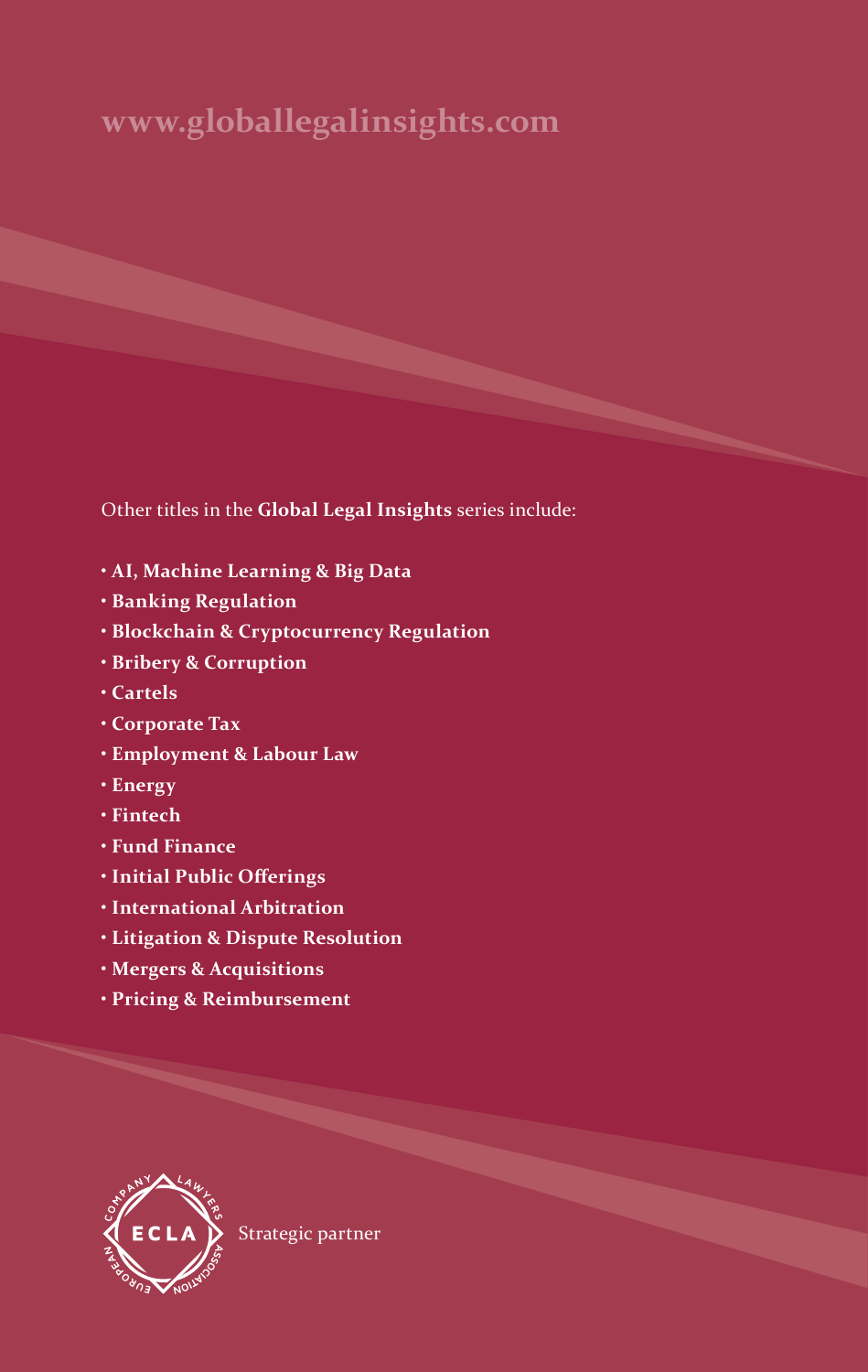www.globallegalinsights.com

Other titles in the **Global Legal Insights** series include:

- **AI, Machine Learning & Big Data**
- **Banking Regulation**
- **Blockchain & Cryptocurrency Regulation**
- **Bribery & Corruption**
- **Cartels**
- **Corporate Tax**
- **Employment & Labour Law**
- **Energy**
- **Fintech**
- **Fund Finance**
- **Initial Public Offerings**
- **International Arbitration**
- **Litigation & Dispute Resolution**
- **Mergers & Acquisitions**
- **Pricing & Reimbursement**

ECLA — European Company Lawyers Association

Strategic partner